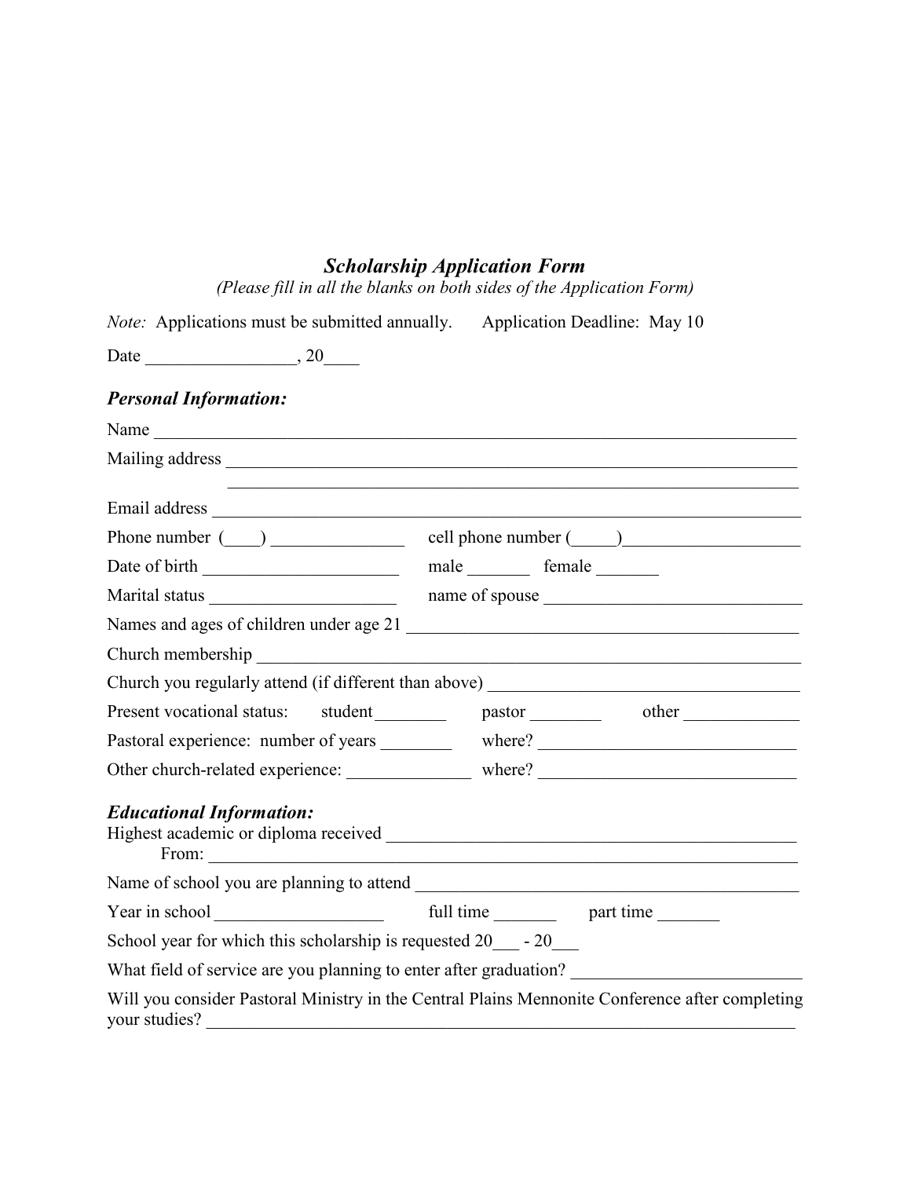## ***Scholarship Application Form***

*(Please fill in all the blanks on both sides of the Application Form)*

*Note:* Applications must be submitted annually. Application Deadline: May 10

Date _________________, 20____

### ***Personal Information:***

Name ___________________________________________________________________________

Mailing address _________________________________________________________________

_________________________________________________________________

Email address ___________________________________________________________________

Phone number (____) _______________ cell phone number (_____)____________________

Date of birth ______________________ male _______ female _______

Marital status _____________________ name of spouse _____________________________

Names and ages of children under age 21 ____________________________________________

Church membership _______________________________________________________________

Church you regularly attend (if different than above) __________________________________

Present vocational status: student________ pastor ________ other _____________

Pastoral experience: number of years ________ where? _____________________________

Other church-related experience: ______________ where? _____________________________

### ***Educational Information:***

Highest academic or diploma received ______________________________________________

From: _____________________________________________________________________

Name of school you are planning to attend ___________________________________________

Year in school ___________________ full time _______ part time _______

School year for which this scholarship is requested 20___ - 20___

What field of service are you planning to enter after graduation? _________________________

Will you consider Pastoral Ministry in the Central Plains Mennonite Conference after completing your studies? ____________________________________________________________________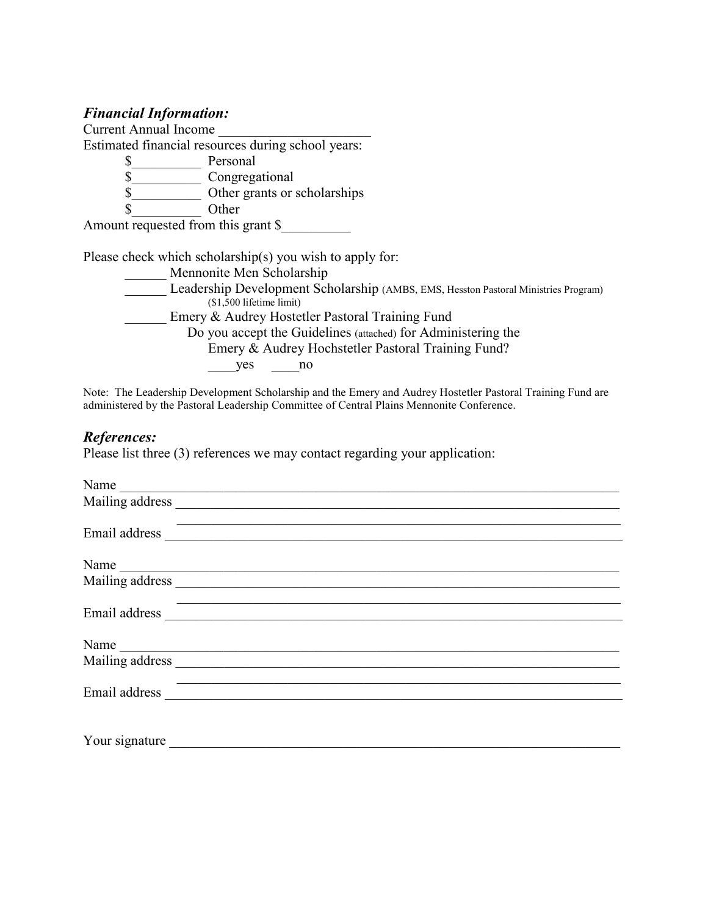### ***Financial Information:***

Current Annual Income _____________________

Estimated financial resources during school years:

$__________ Personal
$__________ Congregational
$__________ Other grants or scholarships
$__________ Other

Amount requested from this grant $__________

Please check which scholarship(s) you wish to apply for:

______ Mennonite Men Scholarship
______ Leadership Development Scholarship (AMBS, EMS, Hesston Pastoral Ministries Program) ($1,500 lifetime limit)
______ Emery & Audrey Hostetler Pastoral Training Fund
Do you accept the Guidelines (attached) for Administering the Emery & Audrey Hochstetler Pastoral Training Fund?
____yes ____no

Note: The Leadership Development Scholarship and the Emery and Audrey Hostetler Pastoral Training Fund are administered by the Pastoral Leadership Committee of Central Plains Mennonite Conference.

### ***References:***

Please list three (3) references we may contact regarding your application:

Name ___________________________________________________________________________
Mailing address ___________________________________________________________________
_______________________________________________________________________________
Email address ____________________________________________________________________

Name ___________________________________________________________________________
Mailing address ___________________________________________________________________
_______________________________________________________________________________
Email address ____________________________________________________________________

Name ___________________________________________________________________________
Mailing address ___________________________________________________________________
_______________________________________________________________________________
Email address ____________________________________________________________________

Your signature ___________________________________________________________________